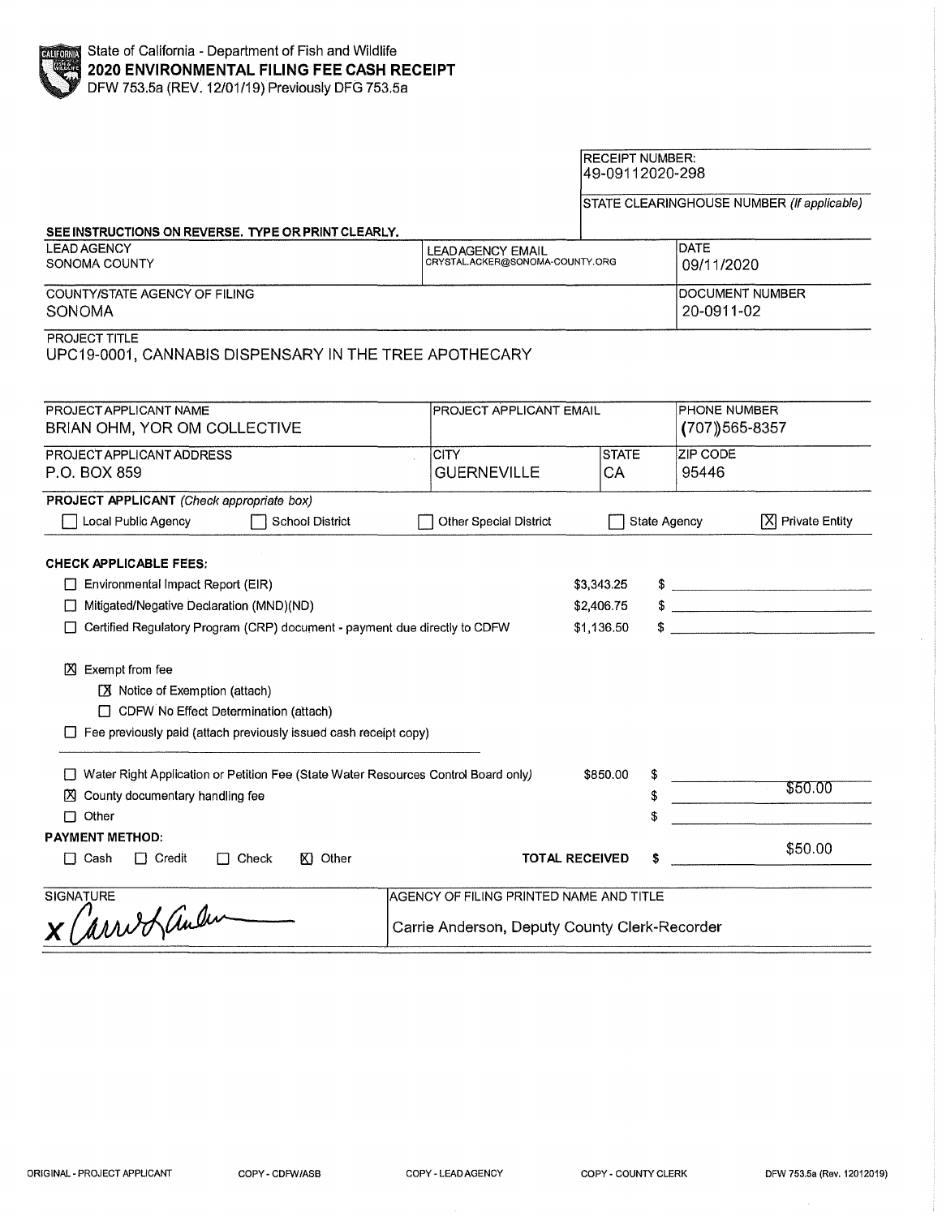State of California - Department of Fish and Wildlife
**2020 ENVIRONMENTAL FILING FEE CASH RECEIPT**
DFW 753.5a (REV. 12/01/19) Previously DFG 753.5a

RECEIPT NUMBER:
49-09112020-298

STATE CLEARINGHOUSE NUMBER *(If applicable)*

**SEE INSTRUCTIONS ON REVERSE. TYPE OR PRINT CLEARLY.**

| LEAD AGENCY | LEAD AGENCY EMAIL | DATE |
|---|---|---|
| SONOMA COUNTY | CRYSTAL.ACKER@SONOMA-COUNTY.ORG | 09/11/2020 |

| COUNTY/STATE AGENCY OF FILING | DOCUMENT NUMBER |
|---|---|
| SONOMA | 20-0911-02 |

PROJECT TITLE
UPC19-0001, CANNABIS DISPENSARY IN THE TREE APOTHECARY

| PROJECT APPLICANT NAME | PROJECT APPLICANT EMAIL | PHONE NUMBER |
|---|---|---|
| BRIAN OHM, YOR OM COLLECTIVE | | (707)565-8357 |

| PROJECT APPLICANT ADDRESS | CITY | STATE | ZIP CODE |
|---|---|---|---|
| P.O. BOX 859 | GUERNEVILLE | CA | 95446 |

**PROJECT APPLICANT** *(Check appropriate box)*

☐ Local Public Agency ☐ School District ☐ Other Special District ☐ State Agency ☒ Private Entity

**CHECK APPLICABLE FEES:**

| | | |
|---|---|---|
| ☐ Environmental Impact Report (EIR) | $3,343.25 | $ |
| ☐ Mitigated/Negative Declaration (MND)(ND) | $2,406.75 | $ |
| ☐ Certified Regulatory Program (CRP) document - payment due directly to CDFW | $1,136.50 | $ |

☒ Exempt from fee
- ☒ Notice of Exemption (attach)
- ☐ CDFW No Effect Determination (attach)

☐ Fee previously paid (attach previously issued cash receipt copy)

| | | |
|---|---|---|
| ☐ Water Right Application or Petition Fee (State Water Resources Control Board only) | $850.00 | $ |
| ☒ County documentary handling fee | | $ $50.00 |
| ☐ Other | | $ |

**PAYMENT METHOD:**

☐ Cash ☐ Credit ☐ Check ☒ Other **TOTAL RECEIVED** $ $50.00

| SIGNATURE | AGENCY OF FILING PRINTED NAME AND TITLE |
|---|---|
| x Carrie Anderson | Carrie Anderson, Deputy County Clerk-Recorder |

ORIGINAL - PROJECT APPLICANT COPY - CDFW/ASB COPY - LEAD AGENCY COPY - COUNTY CLERK DFW 753.5a (Rev. 12012019)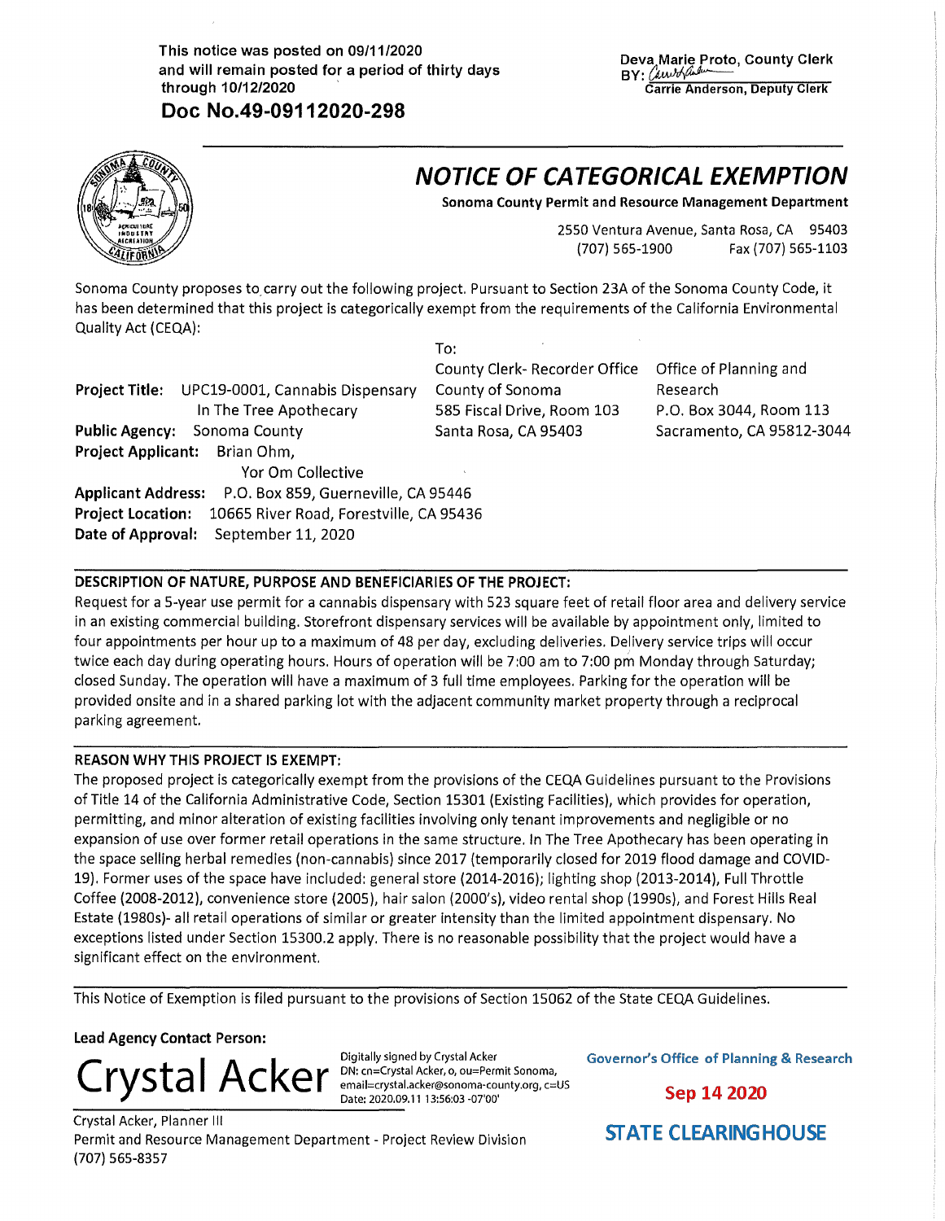This notice was posted on 09/11/2020
and will remain posted for a period of thirty days
through 10/12/2020

**Doc No.49-09112020-298**

Deva Marie Proto, County Clerk
BY: 
Carrie Anderson, Deputy Clerk

# *NOTICE OF CATEGORICAL EXEMPTION*

**Sonoma County Permit and Resource Management Department**

2550 Ventura Avenue, Santa Rosa, CA 95403
(707) 565-1900 Fax (707) 565-1103

Sonoma County proposes to carry out the following project. Pursuant to Section 23A of the Sonoma County Code, it has been determined that this project is categorically exempt from the requirements of the California Environmental Quality Act (CEQA):

To:

County Clerk- Recorder Office
County of Sonoma
585 Fiscal Drive, Room 103
Santa Rosa, CA 95403

Office of Planning and Research
P.O. Box 3044, Room 113
Sacramento, CA 95812-3044

**Project Title:** UPC19-0001, Cannabis Dispensary In The Tree Apothecary
**Public Agency:** Sonoma County
**Project Applicant:** Brian Ohm, Yor Om Collective
**Applicant Address:** P.O. Box 859, Guerneville, CA 95446
**Project Location:** 10665 River Road, Forestville, CA 95436
**Date of Approval:** September 11, 2020

**DESCRIPTION OF NATURE, PURPOSE AND BENEFICIARIES OF THE PROJECT:**

Request for a 5-year use permit for a cannabis dispensary with 523 square feet of retail floor area and delivery service in an existing commercial building. Storefront dispensary services will be available by appointment only, limited to four appointments per hour up to a maximum of 48 per day, excluding deliveries. Delivery service trips will occur twice each day during operating hours. Hours of operation will be 7:00 am to 7:00 pm Monday through Saturday; closed Sunday. The operation will have a maximum of 3 full time employees. Parking for the operation will be provided onsite and in a shared parking lot with the adjacent community market property through a reciprocal parking agreement.

**REASON WHY THIS PROJECT IS EXEMPT:**

The proposed project is categorically exempt from the provisions of the CEQA Guidelines pursuant to the Provisions of Title 14 of the California Administrative Code, Section 15301 (Existing Facilities), which provides for operation, permitting, and minor alteration of existing facilities involving only tenant improvements and negligible or no expansion of use over former retail operations in the same structure. In The Tree Apothecary has been operating in the space selling herbal remedies (non-cannabis) since 2017 (temporarily closed for 2019 flood damage and COVID-19). Former uses of the space have included: general store (2014-2016); lighting shop (2013-2014), Full Throttle Coffee (2008-2012), convenience store (2005), hair salon (2000's), video rental shop (1990s), and Forest Hills Real Estate (1980s)- all retail operations of similar or greater intensity than the limited appointment dispensary. No exceptions listed under Section 15300.2 apply. There is no reasonable possibility that the project would have a significant effect on the environment.

This Notice of Exemption is filed pursuant to the provisions of Section 15062 of the State CEQA Guidelines.

**Lead Agency Contact Person:**

Crystal Acker

Digitally signed by Crystal Acker
DN: cn=Crystal Acker, o, ou=Permit Sonoma, email=crystal.acker@sonoma-county.org, c=US
Date: 2020.09.11 13:56:03 -07'00'

Crystal Acker, Planner III
Permit and Resource Management Department - Project Review Division
(707) 565-8357

Governor's Office of Planning & Research

**Sep 14 2020**

**STATE CLEARINGHOUSE**